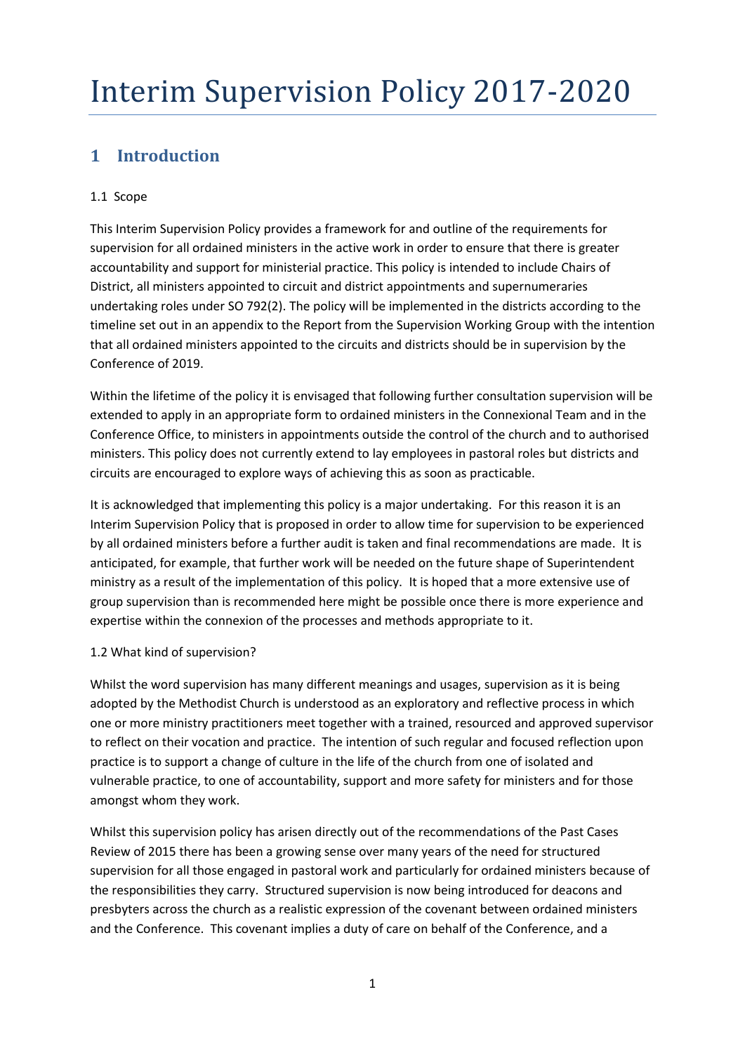# Interim Supervision Policy 2017-2020

## 1 Introduction

### 1.1 Scope

This Interim Supervision Policy provides a framework for and outline of the requirements for supervision for all ordained ministers in the active work in order to ensure that there is greater accountability and support for ministerial practice. This policy is intended to include Chairs of District, all ministers appointed to circuit and district appointments and supernumeraries undertaking roles under SO 792(2). The policy will be implemented in the districts according to the timeline set out in an appendix to the Report from the Supervision Working Group with the intention that all ordained ministers appointed to the circuits and districts should be in supervision by the Conference of 2019.

Within the lifetime of the policy it is envisaged that following further consultation supervision will be extended to apply in an appropriate form to ordained ministers in the Connexional Team and in the Conference Office, to ministers in appointments outside the control of the church and to authorised ministers. This policy does not currently extend to lay employees in pastoral roles but districts and circuits are encouraged to explore ways of achieving this as soon as practicable.

It is acknowledged that implementing this policy is a major undertaking. For this reason it is an Interim Supervision Policy that is proposed in order to allow time for supervision to be experienced by all ordained ministers before a further audit is taken and final recommendations are made. It is anticipated, for example, that further work will be needed on the future shape of Superintendent ministry as a result of the implementation of this policy. It is hoped that a more extensive use of group supervision than is recommended here might be possible once there is more experience and expertise within the connexion of the processes and methods appropriate to it.

### 1.2 What kind of supervision?

Whilst the word supervision has many different meanings and usages, supervision as it is being adopted by the Methodist Church is understood as an exploratory and reflective process in which one or more ministry practitioners meet together with a trained, resourced and approved supervisor to reflect on their vocation and practice. The intention of such regular and focused reflection upon practice is to support a change of culture in the life of the church from one of isolated and vulnerable practice, to one of accountability, support and more safety for ministers and for those amongst whom they work.

Whilst this supervision policy has arisen directly out of the recommendations of the Past Cases Review of 2015 there has been a growing sense over many years of the need for structured supervision for all those engaged in pastoral work and particularly for ordained ministers because of the responsibilities they carry. Structured supervision is now being introduced for deacons and presbyters across the church as a realistic expression of the covenant between ordained ministers and the Conference. This covenant implies a duty of care on behalf of the Conference, and a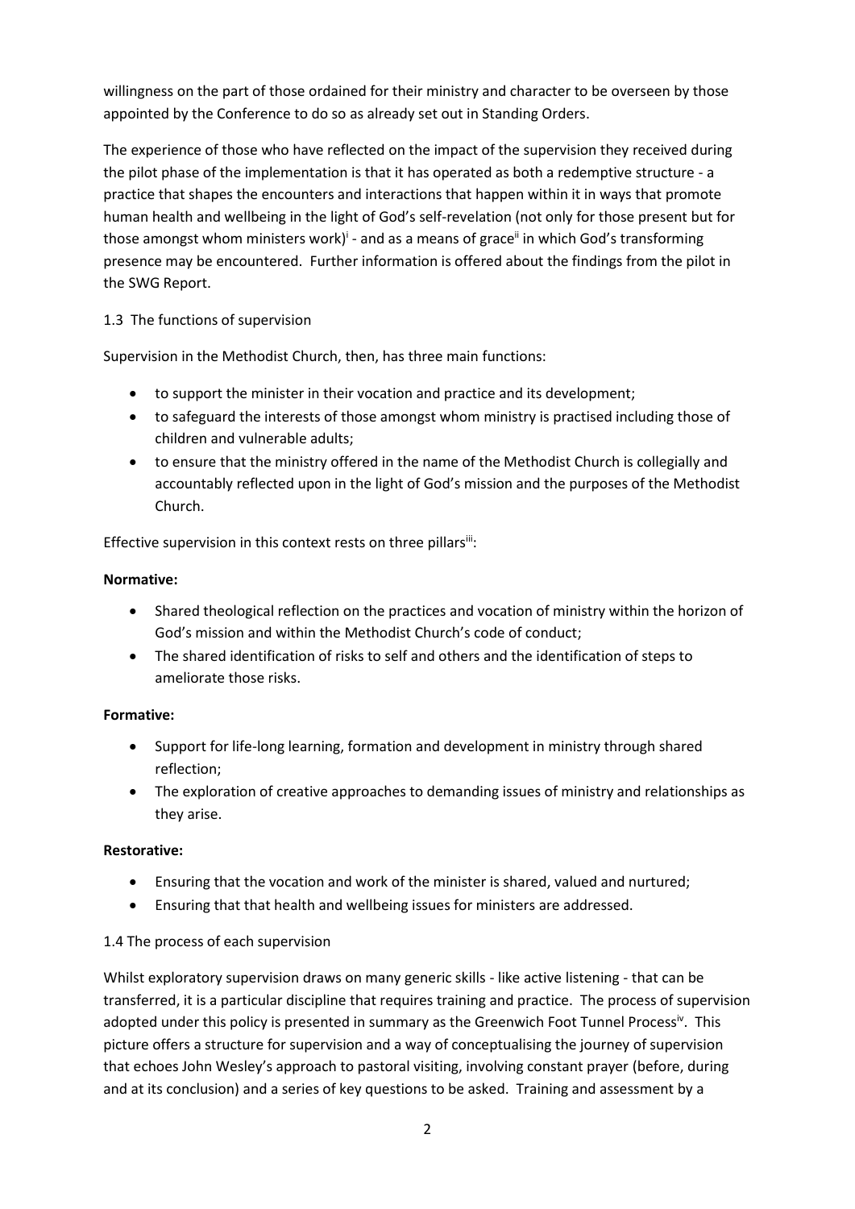willingness on the part of those ordained for their ministry and character to be overseen by those appointed by the Conference to do so as already set out in Standing Orders.

The experience of those who have reflected on the impact of the supervision they received during the pilot phase of the implementation is that it has operated as both a redemptive structure - a practice that shapes the encounters and interactions that happen within it in ways that promote human health and wellbeing in the light of God's self-revelation (not only for those present but for those amongst whom ministers work)[i] - and as a means of grace[ii] in which God's transforming presence may be encountered. Further information is offered about the findings from the pilot in the SWG Report.

1.3 The functions of supervision

Supervision in the Methodist Church, then, has three main functions:

- to support the minister in their vocation and practice and its development;
- to safeguard the interests of those amongst whom ministry is practised including those of children and vulnerable adults;
- to ensure that the ministry offered in the name of the Methodist Church is collegially and accountably reflected upon in the light of God's mission and the purposes of the Methodist Church.

Effective supervision in this context rests on three pillars[iii]:

**Normative:**

- Shared theological reflection on the practices and vocation of ministry within the horizon of God's mission and within the Methodist Church's code of conduct;
- The shared identification of risks to self and others and the identification of steps to ameliorate those risks.

**Formative:**

- Support for life-long learning, formation and development in ministry through shared reflection;
- The exploration of creative approaches to demanding issues of ministry and relationships as they arise.

**Restorative:**

- Ensuring that the vocation and work of the minister is shared, valued and nurtured;
- Ensuring that that health and wellbeing issues for ministers are addressed.

1.4 The process of each supervision

Whilst exploratory supervision draws on many generic skills - like active listening - that can be transferred, it is a particular discipline that requires training and practice. The process of supervision adopted under this policy is presented in summary as the Greenwich Foot Tunnel Process[iv]. This picture offers a structure for supervision and a way of conceptualising the journey of supervision that echoes John Wesley's approach to pastoral visiting, involving constant prayer (before, during and at its conclusion) and a series of key questions to be asked. Training and assessment by a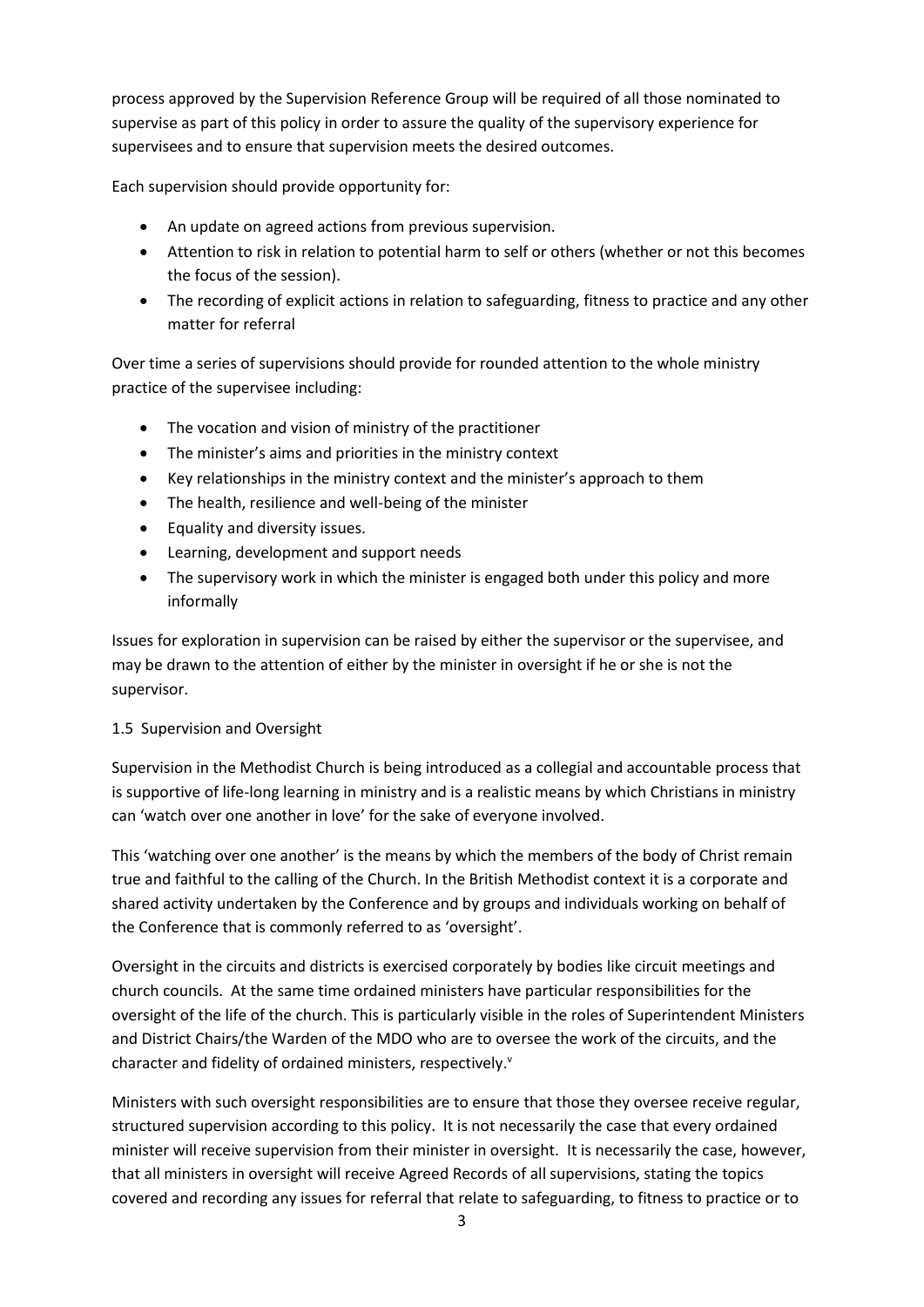process approved by the Supervision Reference Group will be required of all those nominated to supervise as part of this policy in order to assure the quality of the supervisory experience for supervisees and to ensure that supervision meets the desired outcomes.

Each supervision should provide opportunity for:

- An update on agreed actions from previous supervision.
- Attention to risk in relation to potential harm to self or others (whether or not this becomes the focus of the session).
- The recording of explicit actions in relation to safeguarding, fitness to practice and any other matter for referral

Over time a series of supervisions should provide for rounded attention to the whole ministry practice of the supervisee including:

- The vocation and vision of ministry of the practitioner
- The minister's aims and priorities in the ministry context
- Key relationships in the ministry context and the minister's approach to them
- The health, resilience and well-being of the minister
- Equality and diversity issues.
- Learning, development and support needs
- The supervisory work in which the minister is engaged both under this policy and more informally

Issues for exploration in supervision can be raised by either the supervisor or the supervisee, and may be drawn to the attention of either by the minister in oversight if he or she is not the supervisor.

### 1.5 Supervision and Oversight

Supervision in the Methodist Church is being introduced as a collegial and accountable process that is supportive of life-long learning in ministry and is a realistic means by which Christians in ministry can 'watch over one another in love' for the sake of everyone involved.

This 'watching over one another' is the means by which the members of the body of Christ remain true and faithful to the calling of the Church. In the British Methodist context it is a corporate and shared activity undertaken by the Conference and by groups and individuals working on behalf of the Conference that is commonly referred to as 'oversight'.

Oversight in the circuits and districts is exercised corporately by bodies like circuit meetings and church councils. At the same time ordained ministers have particular responsibilities for the oversight of the life of the church. This is particularly visible in the roles of Superintendent Ministers and District Chairs/the Warden of the MDO who are to oversee the work of the circuits, and the character and fidelity of ordained ministers, respectively.[v]

Ministers with such oversight responsibilities are to ensure that those they oversee receive regular, structured supervision according to this policy. It is not necessarily the case that every ordained minister will receive supervision from their minister in oversight. It is necessarily the case, however, that all ministers in oversight will receive Agreed Records of all supervisions, stating the topics covered and recording any issues for referral that relate to safeguarding, to fitness to practice or to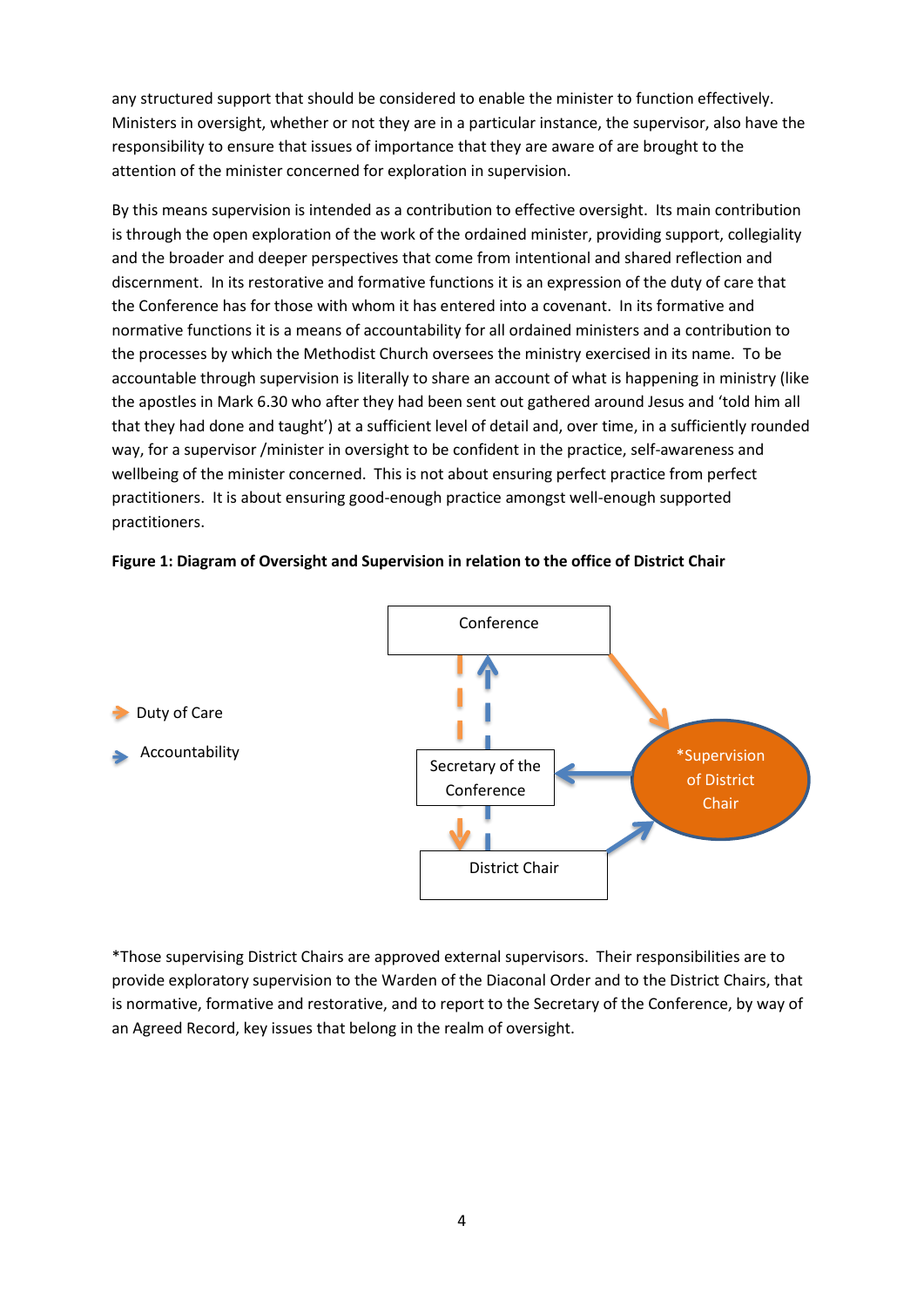any structured support that should be considered to enable the minister to function effectively. Ministers in oversight, whether or not they are in a particular instance, the supervisor, also have the responsibility to ensure that issues of importance that they are aware of are brought to the attention of the minister concerned for exploration in supervision.

By this means supervision is intended as a contribution to effective oversight. Its main contribution is through the open exploration of the work of the ordained minister, providing support, collegiality and the broader and deeper perspectives that come from intentional and shared reflection and discernment. In its restorative and formative functions it is an expression of the duty of care that the Conference has for those with whom it has entered into a covenant. In its formative and normative functions it is a means of accountability for all ordained ministers and a contribution to the processes by which the Methodist Church oversees the ministry exercised in its name. To be accountable through supervision is literally to share an account of what is happening in ministry (like the apostles in Mark 6.30 who after they had been sent out gathered around Jesus and 'told him all that they had done and taught') at a sufficient level of detail and, over time, in a sufficiently rounded way, for a supervisor /minister in oversight to be confident in the practice, self-awareness and wellbeing of the minister concerned. This is not about ensuring perfect practice from perfect practitioners. It is about ensuring good-enough practice amongst well-enough supported practitioners.

**Figure 1: Diagram of Oversight and Supervision in relation to the office of District Chair**

Duty of Care

Accountability

Conference

Secretary of the Conference

\*Supervision of District Chair

District Chair

\*Those supervising District Chairs are approved external supervisors. Their responsibilities are to provide exploratory supervision to the Warden of the Diaconal Order and to the District Chairs, that is normative, formative and restorative, and to report to the Secretary of the Conference, by way of an Agreed Record, key issues that belong in the realm of oversight.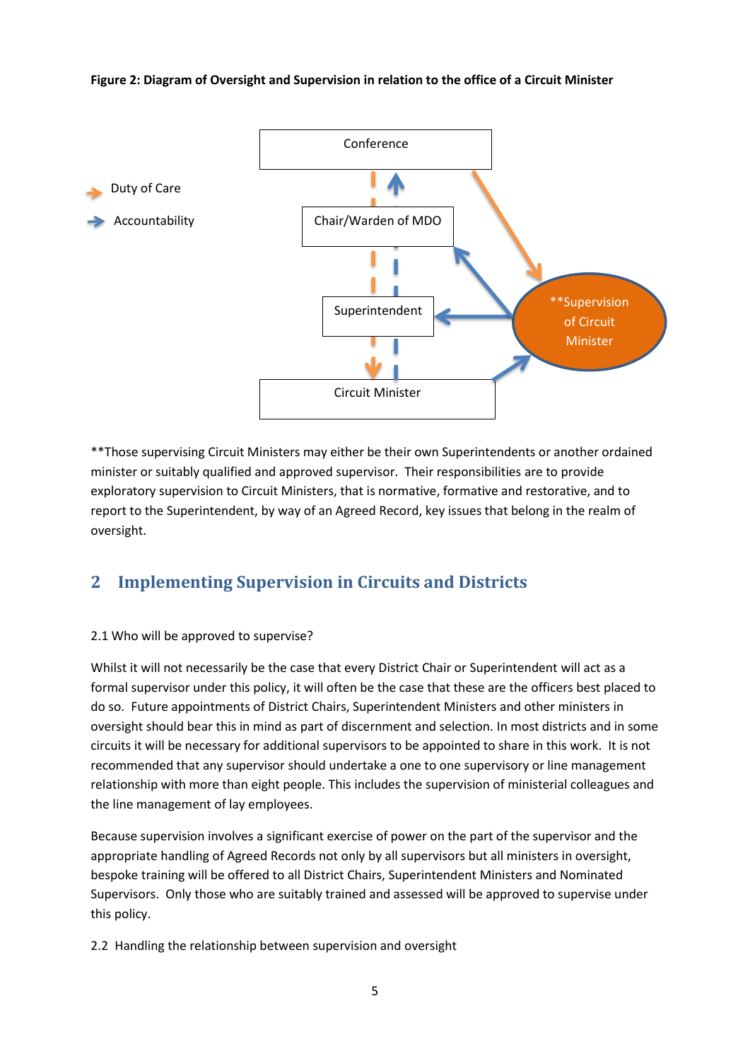**Figure 2: Diagram of Oversight and Supervision in relation to the office of a Circuit Minister**

Duty of Care

Accountability

Conference

Chair/Warden of MDO

Superintendent

Circuit Minister

**Supervision of Circuit Minister

**Those supervising Circuit Ministers may either be their own Superintendents or another ordained minister or suitably qualified and approved supervisor. Their responsibilities are to provide exploratory supervision to Circuit Ministers, that is normative, formative and restorative, and to report to the Superintendent, by way of an Agreed Record, key issues that belong in the realm of oversight.

## 2 Implementing Supervision in Circuits and Districts

2.1 Who will be approved to supervise?

Whilst it will not necessarily be the case that every District Chair or Superintendent will act as a formal supervisor under this policy, it will often be the case that these are the officers best placed to do so. Future appointments of District Chairs, Superintendent Ministers and other ministers in oversight should bear this in mind as part of discernment and selection. In most districts and in some circuits it will be necessary for additional supervisors to be appointed to share in this work. It is not recommended that any supervisor should undertake a one to one supervisory or line management relationship with more than eight people. This includes the supervision of ministerial colleagues and the line management of lay employees.

Because supervision involves a significant exercise of power on the part of the supervisor and the appropriate handling of Agreed Records not only by all supervisors but all ministers in oversight, bespoke training will be offered to all District Chairs, Superintendent Ministers and Nominated Supervisors. Only those who are suitably trained and assessed will be approved to supervise under this policy.

2.2 Handling the relationship between supervision and oversight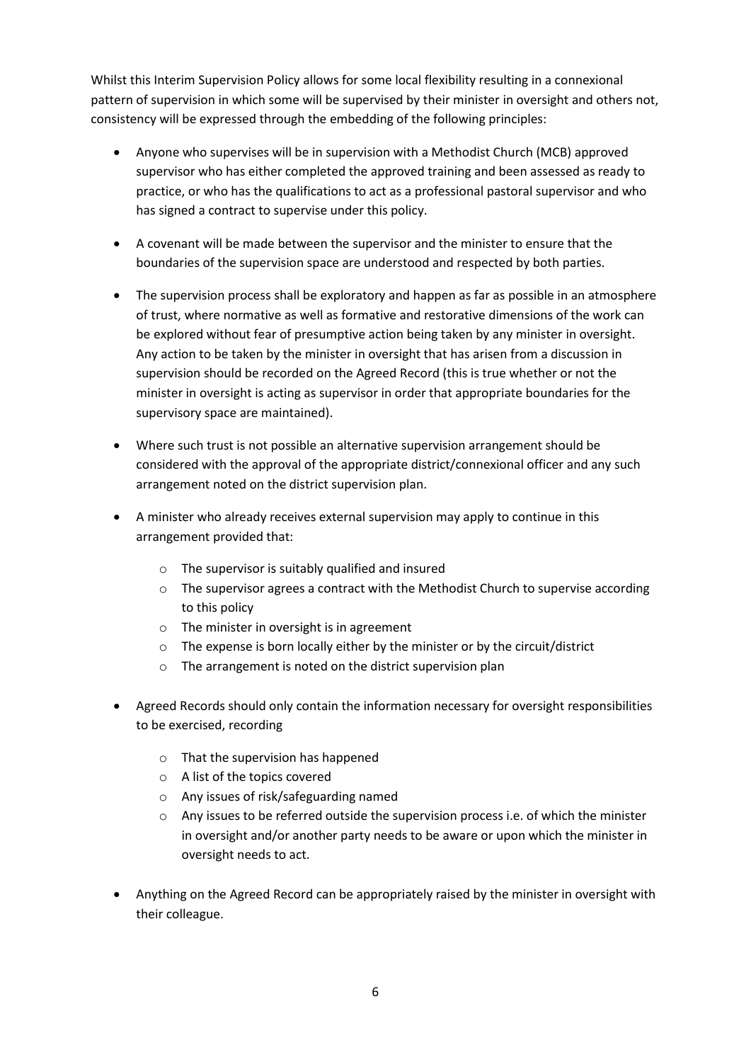Whilst this Interim Supervision Policy allows for some local flexibility resulting in a connexional pattern of supervision in which some will be supervised by their minister in oversight and others not, consistency will be expressed through the embedding of the following principles:

- Anyone who supervises will be in supervision with a Methodist Church (MCB) approved supervisor who has either completed the approved training and been assessed as ready to practice, or who has the qualifications to act as a professional pastoral supervisor and who has signed a contract to supervise under this policy.

- A covenant will be made between the supervisor and the minister to ensure that the boundaries of the supervision space are understood and respected by both parties.

- The supervision process shall be exploratory and happen as far as possible in an atmosphere of trust, where normative as well as formative and restorative dimensions of the work can be explored without fear of presumptive action being taken by any minister in oversight. Any action to be taken by the minister in oversight that has arisen from a discussion in supervision should be recorded on the Agreed Record (this is true whether or not the minister in oversight is acting as supervisor in order that appropriate boundaries for the supervisory space are maintained).

- Where such trust is not possible an alternative supervision arrangement should be considered with the approval of the appropriate district/connexional officer and any such arrangement noted on the district supervision plan.

- A minister who already receives external supervision may apply to continue in this arrangement provided that:

    - The supervisor is suitably qualified and insured
    - The supervisor agrees a contract with the Methodist Church to supervise according to this policy
    - The minister in oversight is in agreement
    - The expense is born locally either by the minister or by the circuit/district
    - The arrangement is noted on the district supervision plan

- Agreed Records should only contain the information necessary for oversight responsibilities to be exercised, recording

    - That the supervision has happened
    - A list of the topics covered
    - Any issues of risk/safeguarding named
    - Any issues to be referred outside the supervision process i.e. of which the minister in oversight and/or another party needs to be aware or upon which the minister in oversight needs to act.

- Anything on the Agreed Record can be appropriately raised by the minister in oversight with their colleague.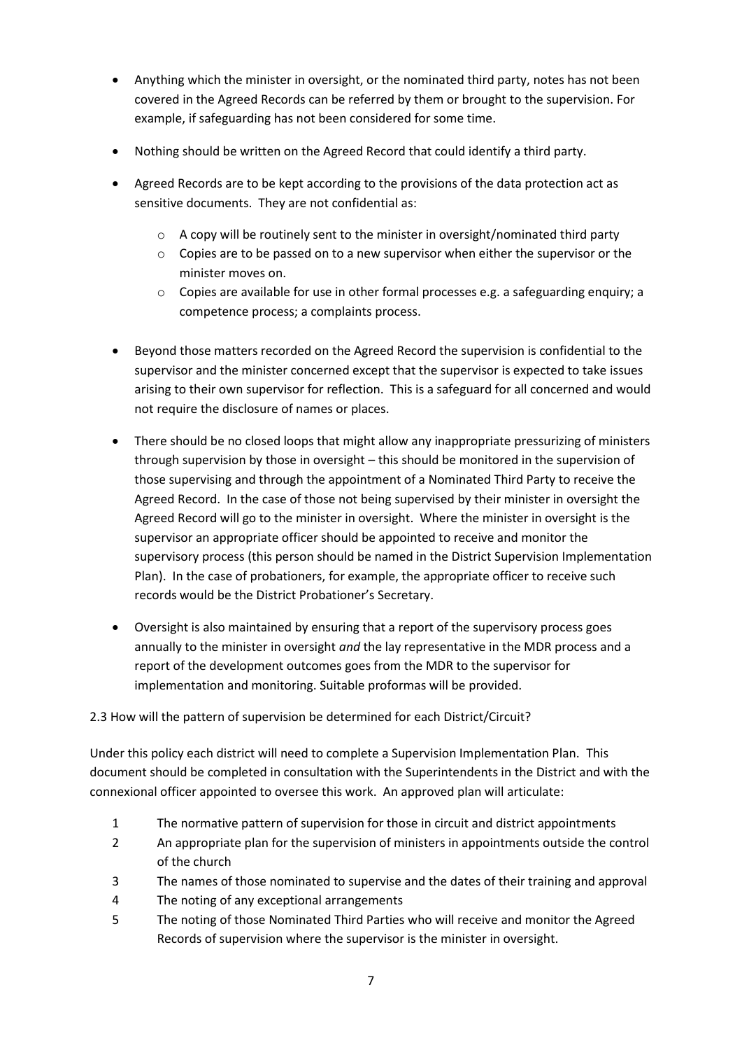- Anything which the minister in oversight, or the nominated third party, notes has not been covered in the Agreed Records can be referred by them or brought to the supervision. For example, if safeguarding has not been considered for some time.
- Nothing should be written on the Agreed Record that could identify a third party.
- Agreed Records are to be kept according to the provisions of the data protection act as sensitive documents. They are not confidential as:
  - A copy will be routinely sent to the minister in oversight/nominated third party
  - Copies are to be passed on to a new supervisor when either the supervisor or the minister moves on.
  - Copies are available for use in other formal processes e.g. a safeguarding enquiry; a competence process; a complaints process.
- Beyond those matters recorded on the Agreed Record the supervision is confidential to the supervisor and the minister concerned except that the supervisor is expected to take issues arising to their own supervisor for reflection. This is a safeguard for all concerned and would not require the disclosure of names or places.
- There should be no closed loops that might allow any inappropriate pressurizing of ministers through supervision by those in oversight – this should be monitored in the supervision of those supervising and through the appointment of a Nominated Third Party to receive the Agreed Record. In the case of those not being supervised by their minister in oversight the Agreed Record will go to the minister in oversight. Where the minister in oversight is the supervisor an appropriate officer should be appointed to receive and monitor the supervisory process (this person should be named in the District Supervision Implementation Plan). In the case of probationers, for example, the appropriate officer to receive such records would be the District Probationer's Secretary.
- Oversight is also maintained by ensuring that a report of the supervisory process goes annually to the minister in oversight *and* the lay representative in the MDR process and a report of the development outcomes goes from the MDR to the supervisor for implementation and monitoring. Suitable proformas will be provided.

2.3 How will the pattern of supervision be determined for each District/Circuit?

Under this policy each district will need to complete a Supervision Implementation Plan. This document should be completed in consultation with the Superintendents in the District and with the connexional officer appointed to oversee this work. An approved plan will articulate:

1. The normative pattern of supervision for those in circuit and district appointments
2. An appropriate plan for the supervision of ministers in appointments outside the control of the church
3. The names of those nominated to supervise and the dates of their training and approval
4. The noting of any exceptional arrangements
5. The noting of those Nominated Third Parties who will receive and monitor the Agreed Records of supervision where the supervisor is the minister in oversight.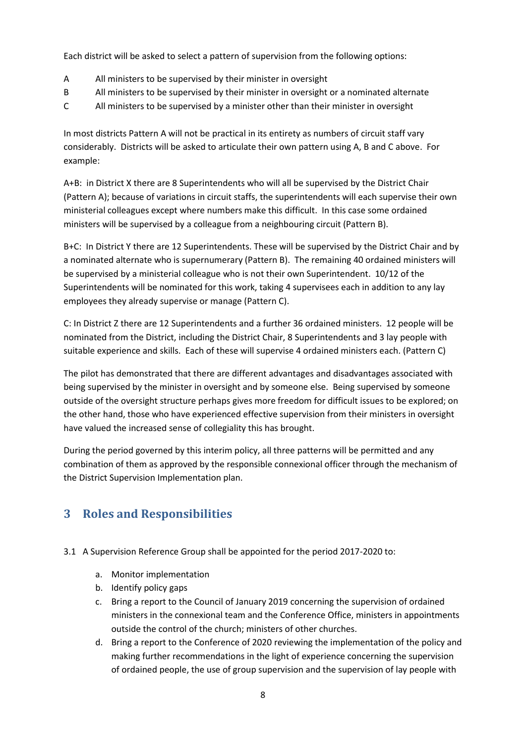Each district will be asked to select a pattern of supervision from the following options:

A	All ministers to be supervised by their minister in oversight
B	All ministers to be supervised by their minister in oversight or a nominated alternate
C	All ministers to be supervised by a minister other than their minister in oversight

In most districts Pattern A will not be practical in its entirety as numbers of circuit staff vary considerably. Districts will be asked to articulate their own pattern using A, B and C above. For example:

A+B: in District X there are 8 Superintendents who will all be supervised by the District Chair (Pattern A); because of variations in circuit staffs, the superintendents will each supervise their own ministerial colleagues except where numbers make this difficult. In this case some ordained ministers will be supervised by a colleague from a neighbouring circuit (Pattern B).

B+C: In District Y there are 12 Superintendents. These will be supervised by the District Chair and by a nominated alternate who is supernumerary (Pattern B). The remaining 40 ordained ministers will be supervised by a ministerial colleague who is not their own Superintendent. 10/12 of the Superintendents will be nominated for this work, taking 4 supervisees each in addition to any lay employees they already supervise or manage (Pattern C).

C: In District Z there are 12 Superintendents and a further 36 ordained ministers. 12 people will be nominated from the District, including the District Chair, 8 Superintendents and 3 lay people with suitable experience and skills. Each of these will supervise 4 ordained ministers each. (Pattern C)

The pilot has demonstrated that there are different advantages and disadvantages associated with being supervised by the minister in oversight and by someone else. Being supervised by someone outside of the oversight structure perhaps gives more freedom for difficult issues to be explored; on the other hand, those who have experienced effective supervision from their ministers in oversight have valued the increased sense of collegiality this has brought.

During the period governed by this interim policy, all three patterns will be permitted and any combination of them as approved by the responsible connexional officer through the mechanism of the District Supervision Implementation plan.

## 3 Roles and Responsibilities

3.1 A Supervision Reference Group shall be appointed for the period 2017-2020 to:

a. Monitor implementation
b. Identify policy gaps
c. Bring a report to the Council of January 2019 concerning the supervision of ordained ministers in the connexional team and the Conference Office, ministers in appointments outside the control of the church; ministers of other churches.
d. Bring a report to the Conference of 2020 reviewing the implementation of the policy and making further recommendations in the light of experience concerning the supervision of ordained people, the use of group supervision and the supervision of lay people with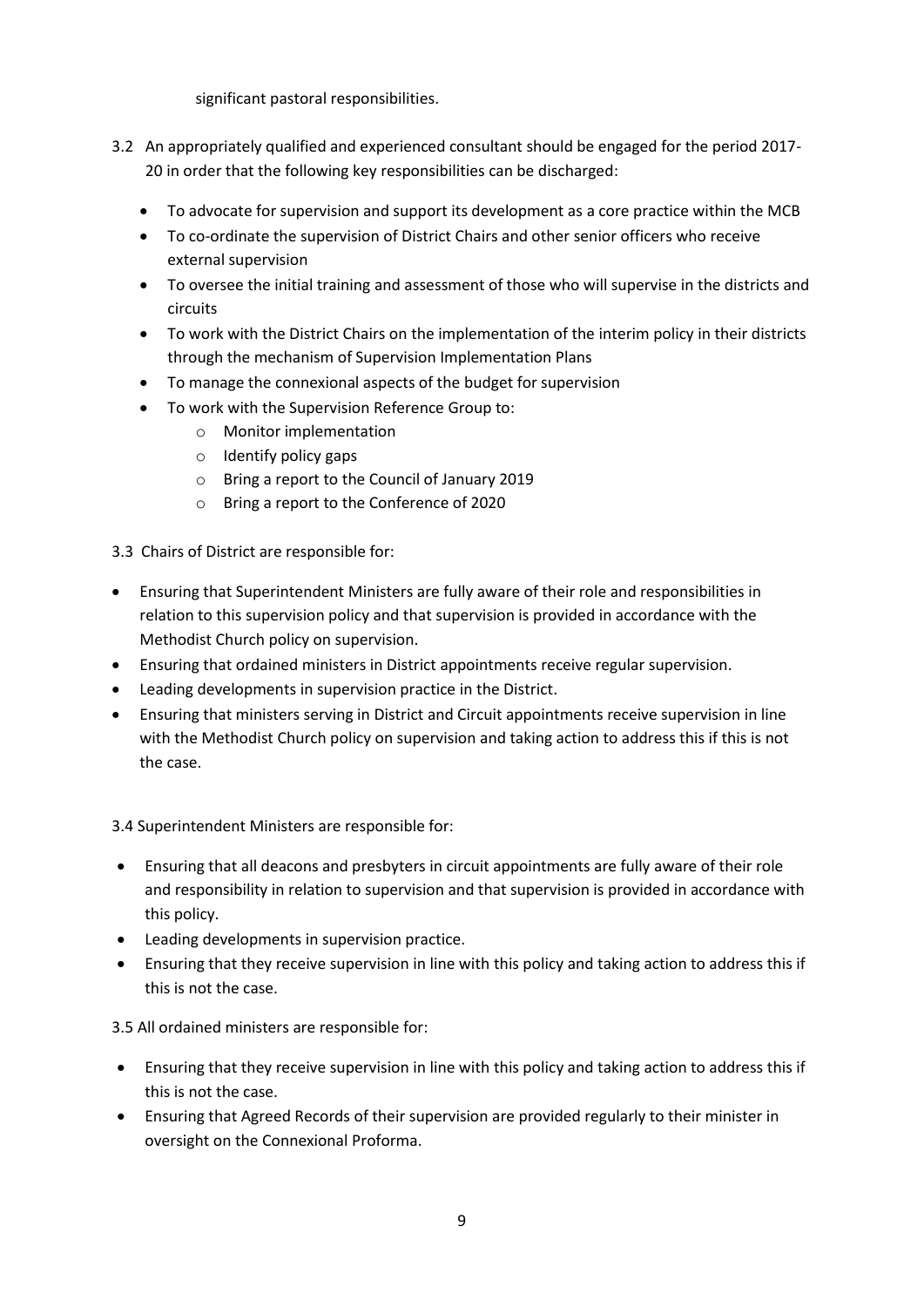significant pastoral responsibilities.

3.2 An appropriately qualified and experienced consultant should be engaged for the period 2017-20 in order that the following key responsibilities can be discharged:

- To advocate for supervision and support its development as a core practice within the MCB
- To co-ordinate the supervision of District Chairs and other senior officers who receive external supervision
- To oversee the initial training and assessment of those who will supervise in the districts and circuits
- To work with the District Chairs on the implementation of the interim policy in their districts through the mechanism of Supervision Implementation Plans
- To manage the connexional aspects of the budget for supervision
- To work with the Supervision Reference Group to:
  - Monitor implementation
  - Identify policy gaps
  - Bring a report to the Council of January 2019
  - Bring a report to the Conference of 2020

3.3 Chairs of District are responsible for:

- Ensuring that Superintendent Ministers are fully aware of their role and responsibilities in relation to this supervision policy and that supervision is provided in accordance with the Methodist Church policy on supervision.
- Ensuring that ordained ministers in District appointments receive regular supervision.
- Leading developments in supervision practice in the District.
- Ensuring that ministers serving in District and Circuit appointments receive supervision in line with the Methodist Church policy on supervision and taking action to address this if this is not the case.

3.4 Superintendent Ministers are responsible for:

- Ensuring that all deacons and presbyters in circuit appointments are fully aware of their role and responsibility in relation to supervision and that supervision is provided in accordance with this policy.
- Leading developments in supervision practice.
- Ensuring that they receive supervision in line with this policy and taking action to address this if this is not the case.

3.5 All ordained ministers are responsible for:

- Ensuring that they receive supervision in line with this policy and taking action to address this if this is not the case.
- Ensuring that Agreed Records of their supervision are provided regularly to their minister in oversight on the Connexional Proforma.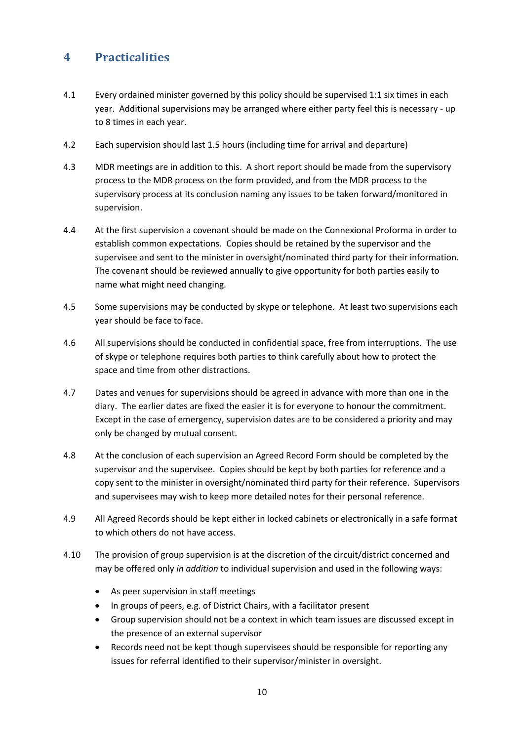## 4 Practicalities

4.1 Every ordained minister governed by this policy should be supervised 1:1 six times in each year. Additional supervisions may be arranged where either party feel this is necessary - up to 8 times in each year.

4.2 Each supervision should last 1.5 hours (including time for arrival and departure)

4.3 MDR meetings are in addition to this. A short report should be made from the supervisory process to the MDR process on the form provided, and from the MDR process to the supervisory process at its conclusion naming any issues to be taken forward/monitored in supervision.

4.4 At the first supervision a covenant should be made on the Connexional Proforma in order to establish common expectations. Copies should be retained by the supervisor and the supervisee and sent to the minister in oversight/nominated third party for their information. The covenant should be reviewed annually to give opportunity for both parties easily to name what might need changing.

4.5 Some supervisions may be conducted by skype or telephone. At least two supervisions each year should be face to face.

4.6 All supervisions should be conducted in confidential space, free from interruptions. The use of skype or telephone requires both parties to think carefully about how to protect the space and time from other distractions.

4.7 Dates and venues for supervisions should be agreed in advance with more than one in the diary. The earlier dates are fixed the easier it is for everyone to honour the commitment. Except in the case of emergency, supervision dates are to be considered a priority and may only be changed by mutual consent.

4.8 At the conclusion of each supervision an Agreed Record Form should be completed by the supervisor and the supervisee. Copies should be kept by both parties for reference and a copy sent to the minister in oversight/nominated third party for their reference. Supervisors and supervisees may wish to keep more detailed notes for their personal reference.

4.9 All Agreed Records should be kept either in locked cabinets or electronically in a safe format to which others do not have access.

4.10 The provision of group supervision is at the discretion of the circuit/district concerned and may be offered only *in addition* to individual supervision and used in the following ways:

- As peer supervision in staff meetings
- In groups of peers, e.g. of District Chairs, with a facilitator present
- Group supervision should not be a context in which team issues are discussed except in the presence of an external supervisor
- Records need not be kept though supervisees should be responsible for reporting any issues for referral identified to their supervisor/minister in oversight.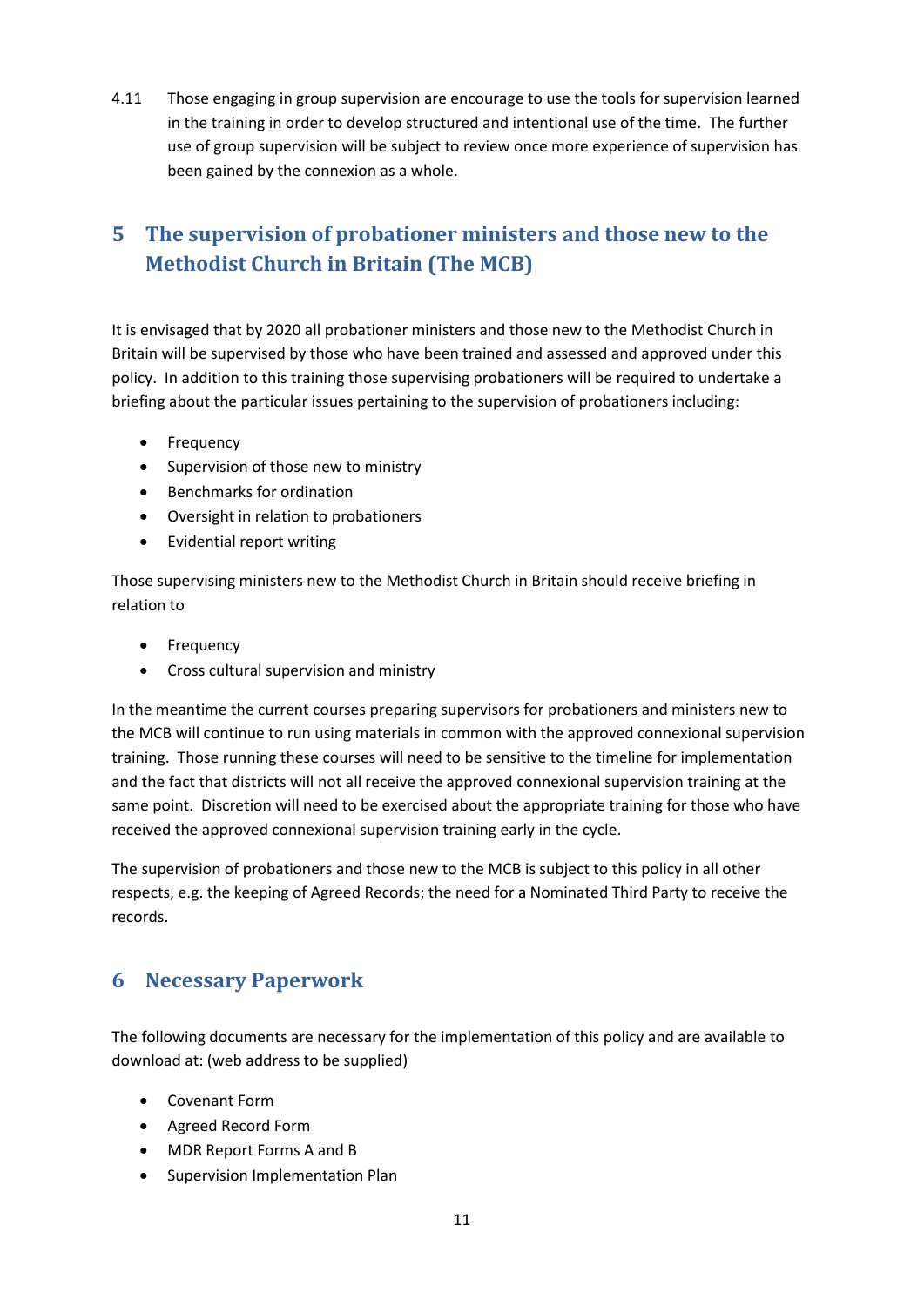4.11 Those engaging in group supervision are encourage to use the tools for supervision learned in the training in order to develop structured and intentional use of the time. The further use of group supervision will be subject to review once more experience of supervision has been gained by the connexion as a whole.

## 5 The supervision of probationer ministers and those new to the Methodist Church in Britain (The MCB)

It is envisaged that by 2020 all probationer ministers and those new to the Methodist Church in Britain will be supervised by those who have been trained and assessed and approved under this policy. In addition to this training those supervising probationers will be required to undertake a briefing about the particular issues pertaining to the supervision of probationers including:

- Frequency
- Supervision of those new to ministry
- Benchmarks for ordination
- Oversight in relation to probationers
- Evidential report writing

Those supervising ministers new to the Methodist Church in Britain should receive briefing in relation to

- Frequency
- Cross cultural supervision and ministry

In the meantime the current courses preparing supervisors for probationers and ministers new to the MCB will continue to run using materials in common with the approved connexional supervision training. Those running these courses will need to be sensitive to the timeline for implementation and the fact that districts will not all receive the approved connexional supervision training at the same point. Discretion will need to be exercised about the appropriate training for those who have received the approved connexional supervision training early in the cycle.

The supervision of probationers and those new to the MCB is subject to this policy in all other respects, e.g. the keeping of Agreed Records; the need for a Nominated Third Party to receive the records.

## 6 Necessary Paperwork

The following documents are necessary for the implementation of this policy and are available to download at: (web address to be supplied)

- Covenant Form
- Agreed Record Form
- MDR Report Forms A and B
- Supervision Implementation Plan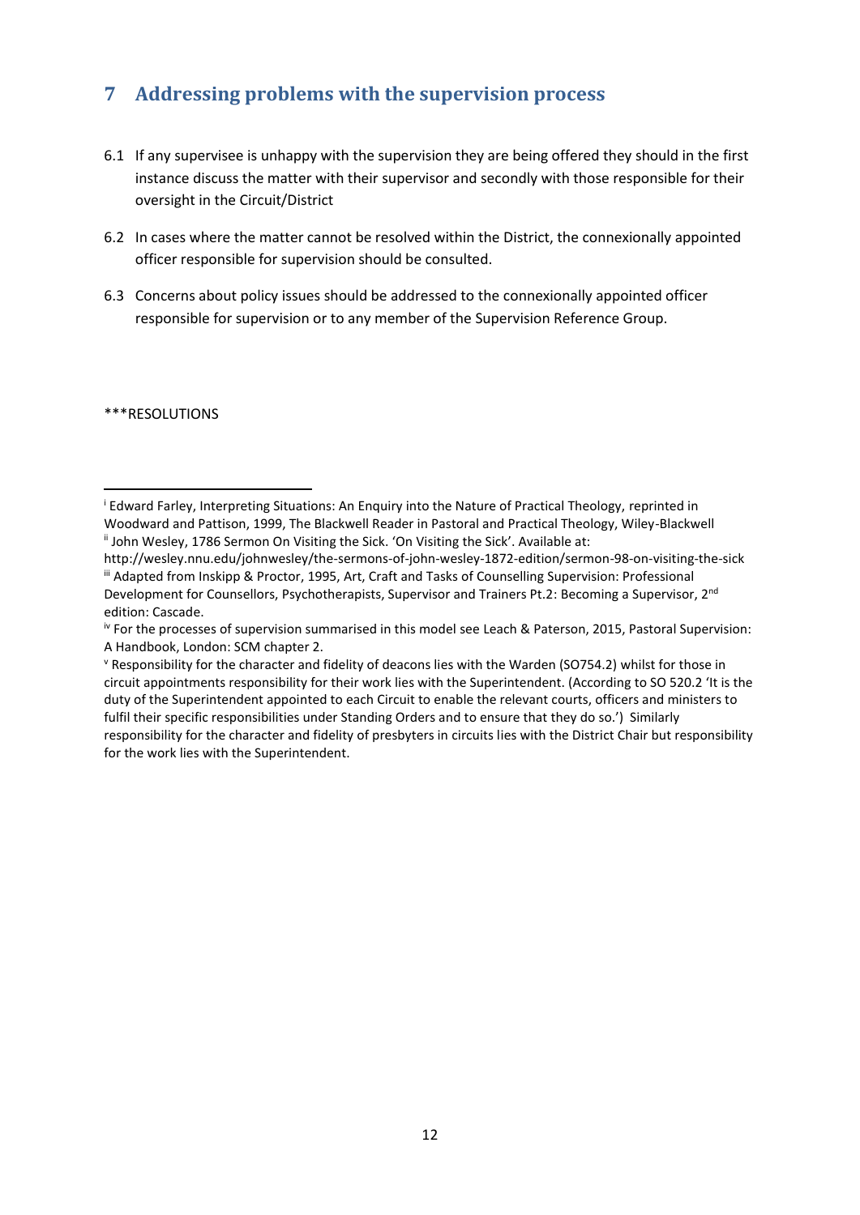## 7 Addressing problems with the supervision process

6.1 If any supervisee is unhappy with the supervision they are being offered they should in the first instance discuss the matter with their supervisor and secondly with those responsible for their oversight in the Circuit/District

6.2 In cases where the matter cannot be resolved within the District, the connexionally appointed officer responsible for supervision should be consulted.

6.3 Concerns about policy issues should be addressed to the connexionally appointed officer responsible for supervision or to any member of the Supervision Reference Group.

***RESOLUTIONS

---

[i] Edward Farley, Interpreting Situations: An Enquiry into the Nature of Practical Theology, reprinted in Woodward and Pattison, 1999, The Blackwell Reader in Pastoral and Practical Theology, Wiley-Blackwell

[ii] John Wesley, 1786 Sermon On Visiting the Sick. 'On Visiting the Sick'. Available at: http://wesley.nnu.edu/johnwesley/the-sermons-of-john-wesley-1872-edition/sermon-98-on-visiting-the-sick

[iii] Adapted from Inskipp & Proctor, 1995, Art, Craft and Tasks of Counselling Supervision: Professional Development for Counsellors, Psychotherapists, Supervisor and Trainers Pt.2: Becoming a Supervisor, 2nd edition: Cascade.

[iv] For the processes of supervision summarised in this model see Leach & Paterson, 2015, Pastoral Supervision: A Handbook, London: SCM chapter 2.

[v] Responsibility for the character and fidelity of deacons lies with the Warden (SO754.2) whilst for those in circuit appointments responsibility for their work lies with the Superintendent. (According to SO 520.2 'It is the duty of the Superintendent appointed to each Circuit to enable the relevant courts, officers and ministers to fulfil their specific responsibilities under Standing Orders and to ensure that they do so.') Similarly responsibility for the character and fidelity of presbyters in circuits lies with the District Chair but responsibility for the work lies with the Superintendent.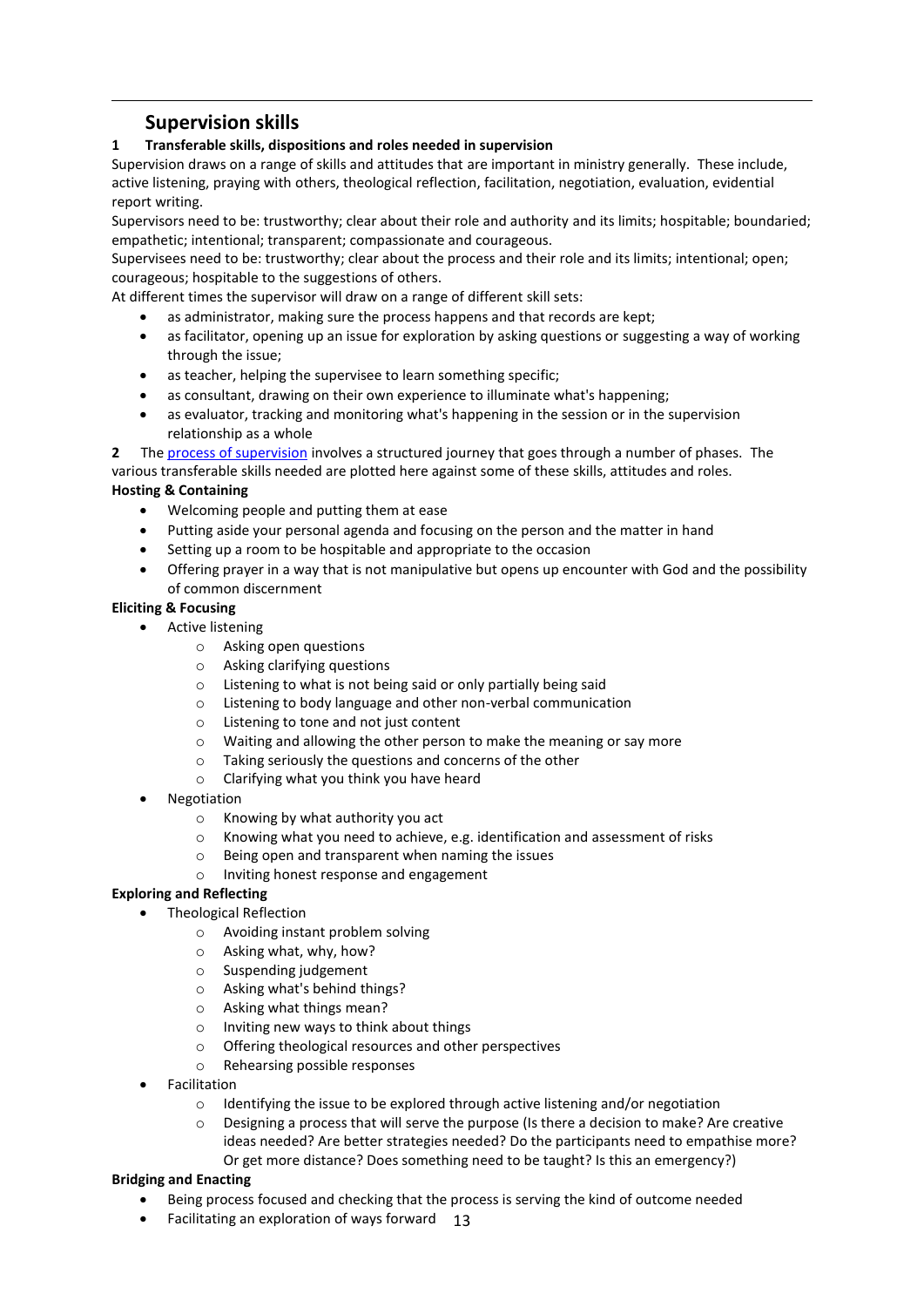# Supervision skills

**1 Transferable skills, dispositions and roles needed in supervision**

Supervision draws on a range of skills and attitudes that are important in ministry generally. These include, active listening, praying with others, theological reflection, facilitation, negotiation, evaluation, evidential report writing.

Supervisors need to be: trustworthy; clear about their role and authority and its limits; hospitable; boundaried; empathetic; intentional; transparent; compassionate and courageous.

Supervisees need to be: trustworthy; clear about the process and their role and its limits; intentional; open; courageous; hospitable to the suggestions of others.

At different times the supervisor will draw on a range of different skill sets:

- as administrator, making sure the process happens and that records are kept;
- as facilitator, opening up an issue for exploration by asking questions or suggesting a way of working through the issue;
- as teacher, helping the supervisee to learn something specific;
- as consultant, drawing on their own experience to illuminate what's happening;
- as evaluator, tracking and monitoring what's happening in the session or in the supervision relationship as a whole

**2** The process of supervision involves a structured journey that goes through a number of phases. The various transferable skills needed are plotted here against some of these skills, attitudes and roles.

**Hosting & Containing**

- Welcoming people and putting them at ease
- Putting aside your personal agenda and focusing on the person and the matter in hand
- Setting up a room to be hospitable and appropriate to the occasion
- Offering prayer in a way that is not manipulative but opens up encounter with God and the possibility of common discernment

**Eliciting & Focusing**

- Active listening
  - Asking open questions
  - Asking clarifying questions
  - Listening to what is not being said or only partially being said
  - Listening to body language and other non-verbal communication
  - Listening to tone and not just content
  - Waiting and allowing the other person to make the meaning or say more
  - Taking seriously the questions and concerns of the other
  - Clarifying what you think you have heard
- Negotiation
  - Knowing by what authority you act
  - Knowing what you need to achieve, e.g. identification and assessment of risks
  - Being open and transparent when naming the issues
  - Inviting honest response and engagement

**Exploring and Reflecting**

- Theological Reflection
  - Avoiding instant problem solving
  - Asking what, why, how?
  - Suspending judgement
  - Asking what's behind things?
  - Asking what things mean?
  - Inviting new ways to think about things
  - Offering theological resources and other perspectives
  - Rehearsing possible responses
- Facilitation
  - Identifying the issue to be explored through active listening and/or negotiation
  - Designing a process that will serve the purpose (Is there a decision to make? Are creative ideas needed? Are better strategies needed? Do the participants need to empathise more? Or get more distance? Does something need to be taught? Is this an emergency?)

**Bridging and Enacting**

- Being process focused and checking that the process is serving the kind of outcome needed
- Facilitating an exploration of ways forward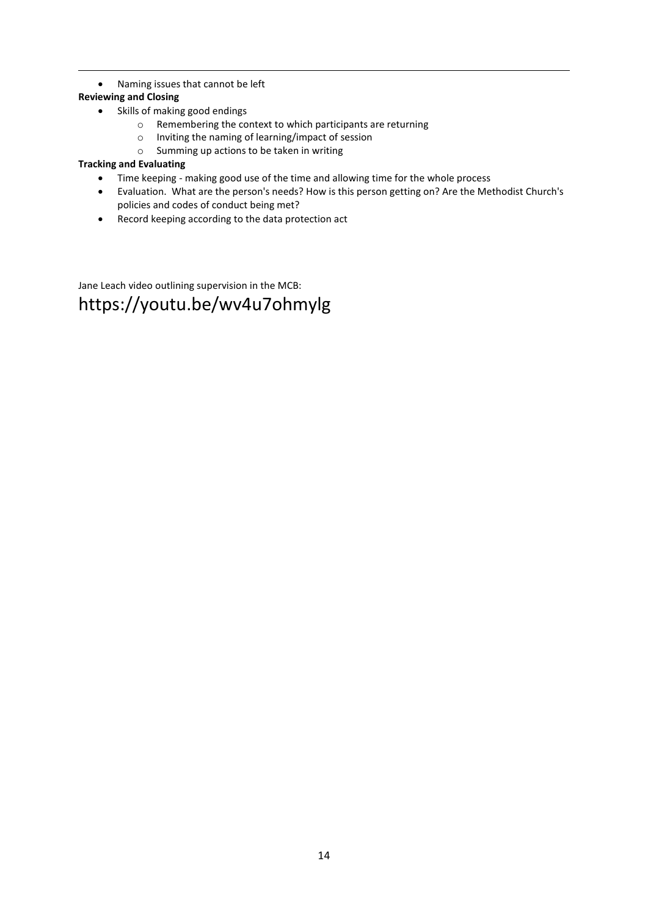- Naming issues that cannot be left

**Reviewing and Closing**

- Skills of making good endings
  - Remembering the context to which participants are returning
  - Inviting the naming of learning/impact of session
  - Summing up actions to be taken in writing

**Tracking and Evaluating**

- Time keeping - making good use of the time and allowing time for the whole process
- Evaluation. What are the person's needs? How is this person getting on? Are the Methodist Church's policies and codes of conduct being met?
- Record keeping according to the data protection act

Jane Leach video outlining supervision in the MCB:

https://youtu.be/wv4u7ohmylg